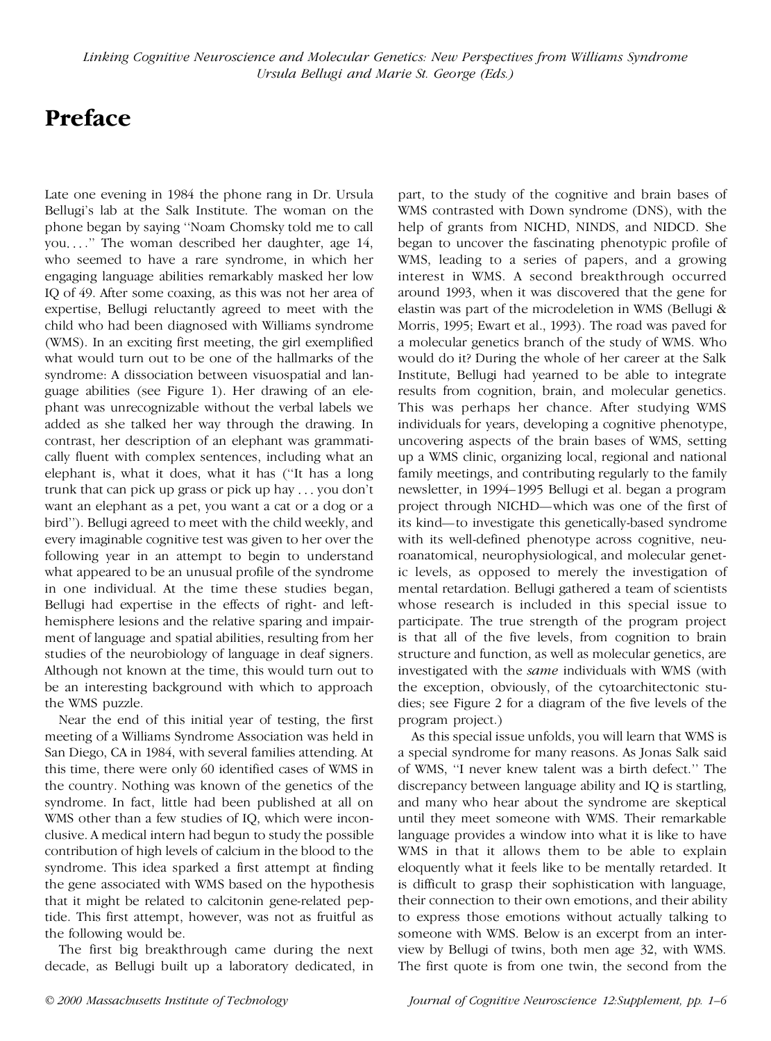*Linking Cognitive Neuroscience and Molecular Genetics: New Perspectives from Williams Syndrome*
*Ursula Bellugi and Marie St. George (Eds.)*

# Preface

Late one evening in 1984 the phone rang in Dr. Ursula Bellugi's lab at the Salk Institute. The woman on the phone began by saying "Noam Chomsky told me to call you...." The woman described her daughter, age 14, who seemed to have a rare syndrome, in which her engaging language abilities remarkably masked her low IQ of 49. After some coaxing, as this was not her area of expertise, Bellugi reluctantly agreed to meet with the child who had been diagnosed with Williams syndrome (WMS). In an exciting first meeting, the girl exemplified what would turn out to be one of the hallmarks of the syndrome: A dissociation between visuospatial and language abilities (see Figure 1). Her drawing of an elephant was unrecognizable without the verbal labels we added as she talked her way through the drawing. In contrast, her description of an elephant was grammatically fluent with complex sentences, including what an elephant is, what it does, what it has ("It has a long trunk that can pick up grass or pick up hay ... you don't want an elephant as a pet, you want a cat or a dog or a bird"). Bellugi agreed to meet with the child weekly, and every imaginable cognitive test was given to her over the following year in an attempt to begin to understand what appeared to be an unusual profile of the syndrome in one individual. At the time these studies began, Bellugi had expertise in the effects of right- and left-hemisphere lesions and the relative sparing and impairment of language and spatial abilities, resulting from her studies of the neurobiology of language in deaf signers. Although not known at the time, this would turn out to be an interesting background with which to approach the WMS puzzle.

Near the end of this initial year of testing, the first meeting of a Williams Syndrome Association was held in San Diego, CA in 1984, with several families attending. At this time, there were only 60 identified cases of WMS in the country. Nothing was known of the genetics of the syndrome. In fact, little had been published at all on WMS other than a few studies of IQ, which were inconclusive. A medical intern had begun to study the possible contribution of high levels of calcium in the blood to the syndrome. This idea sparked a first attempt at finding the gene associated with WMS based on the hypothesis that it might be related to calcitonin gene-related peptide. This first attempt, however, was not as fruitful as the following would be.

The first big breakthrough came during the next decade, as Bellugi built up a laboratory dedicated, in part, to the study of the cognitive and brain bases of WMS contrasted with Down syndrome (DNS), with the help of grants from NICHD, NINDS, and NIDCD. She began to uncover the fascinating phenotypic profile of WMS, leading to a series of papers, and a growing interest in WMS. A second breakthrough occurred around 1993, when it was discovered that the gene for elastin was part of the microdeletion in WMS (Bellugi & Morris, 1995; Ewart et al., 1993). The road was paved for a molecular genetics branch of the study of WMS. Who would do it? During the whole of her career at the Salk Institute, Bellugi had yearned to be able to integrate results from cognition, brain, and molecular genetics. This was perhaps her chance. After studying WMS individuals for years, developing a cognitive phenotype, uncovering aspects of the brain bases of WMS, setting up a WMS clinic, organizing local, regional and national family meetings, and contributing regularly to the family newsletter, in 1994–1995 Bellugi et al. began a program project through NICHD—which was one of the first of its kind—to investigate this genetically-based syndrome with its well-defined phenotype across cognitive, neuroanatomical, neurophysiological, and molecular genetic levels, as opposed to merely the investigation of mental retardation. Bellugi gathered a team of scientists whose research is included in this special issue to participate. The true strength of the program project is that all of the five levels, from cognition to brain structure and function, as well as molecular genetics, are investigated with the *same* individuals with WMS (with the exception, obviously, of the cytoarchitectonic studies; see Figure 2 for a diagram of the five levels of the program project.)

As this special issue unfolds, you will learn that WMS is a special syndrome for many reasons. As Jonas Salk said of WMS, "I never knew talent was a birth defect." The discrepancy between language ability and IQ is startling, and many who hear about the syndrome are skeptical until they meet someone with WMS. Their remarkable language provides a window into what it is like to have WMS in that it allows them to be able to explain eloquently what it feels like to be mentally retarded. It is difficult to grasp their sophistication with language, their connection to their own emotions, and their ability to express those emotions without actually talking to someone with WMS. Below is an excerpt from an interview by Bellugi of twins, both men age 32, with WMS. The first quote is from one twin, the second from the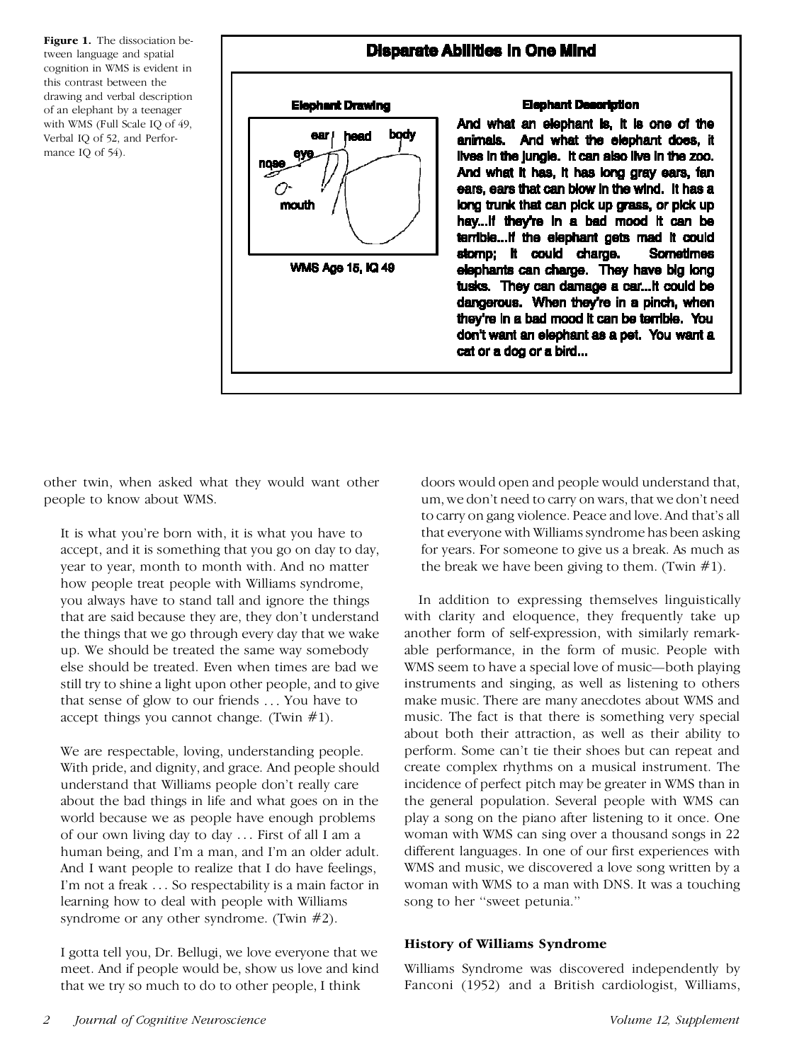**Figure 1.** The dissociation between language and spatial cognition in WMS is evident in this contrast between the drawing and verbal description of an elephant by a teenager with WMS (Full Scale IQ of 49, Verbal IQ of 52, and Performance IQ of 54).

**Disparate Abilities in One Mind**

**Elephant Drawing**

ear head body eye nose mouth

WMS Age 15, IQ 49

**Elephant Description**

And what an elephant is, it is one of the animals. And what the elephant does, it lives in the jungle. It can also live in the zoo. And what it has, it has long gray ears, fan ears, ears that can blow in the wind. It has a long trunk that can pick up grass, or pick up hay...If they're in a bad mood it can be terrible...If the elephant gets mad it could stomp; it could charge. Sometimes elephants can charge. They have big long tusks. They can damage a car...it could be dangerous. When they're in a pinch, when they're in a bad mood it can be terrible. You don't want an elephant as a pet. You want a cat or a dog or a bird...

other twin, when asked what they would want other people to know about WMS.

> It is what you're born with, it is what you have to accept, and it is something that you go on day to day, year to year, month to month with. And no matter how people treat people with Williams syndrome, you always have to stand tall and ignore the things that are said because they are, they don't understand the things that we go through every day that we wake up. We should be treated the same way somebody else should be treated. Even when times are bad we still try to shine a light upon other people, and to give that sense of glow to our friends . . . You have to accept things you cannot change. (Twin #1).

> We are respectable, loving, understanding people. With pride, and dignity, and grace. And people should understand that Williams people don't really care about the bad things in life and what goes on in the world because we as people have enough problems of our own living day to day . . . First of all I am a human being, and I'm a man, and I'm an older adult. And I want people to realize that I do have feelings, I'm not a freak . . . So respectability is a main factor in learning how to deal with people with Williams syndrome or any other syndrome. (Twin #2).

> I gotta tell you, Dr. Bellugi, we love everyone that we meet. And if people would be, show us love and kind that we try so much to do to other people, I think doors would open and people would understand that, um, we don't need to carry on wars, that we don't need to carry on gang violence. Peace and love. And that's all that everyone with Williams syndrome has been asking for years. For someone to give us a break. As much as the break we have been giving to them. (Twin #1).

In addition to expressing themselves linguistically with clarity and eloquence, they frequently take up another form of self-expression, with similarly remarkable performance, in the form of music. People with WMS seem to have a special love of music—both playing instruments and singing, as well as listening to others make music. There are many anecdotes about WMS and music. The fact is that there is something very special about both their attraction, as well as their ability to perform. Some can't tie their shoes but can repeat and create complex rhythms on a musical instrument. The incidence of perfect pitch may be greater in WMS than in the general population. Several people with WMS can play a song on the piano after listening to it once. One woman with WMS can sing over a thousand songs in 22 different languages. In one of our first experiences with WMS and music, we discovered a love song written by a woman with WMS to a man with DNS. It was a touching song to her "sweet petunia."

### History of Williams Syndrome

Williams Syndrome was discovered independently by Fanconi (1952) and a British cardiologist, Williams,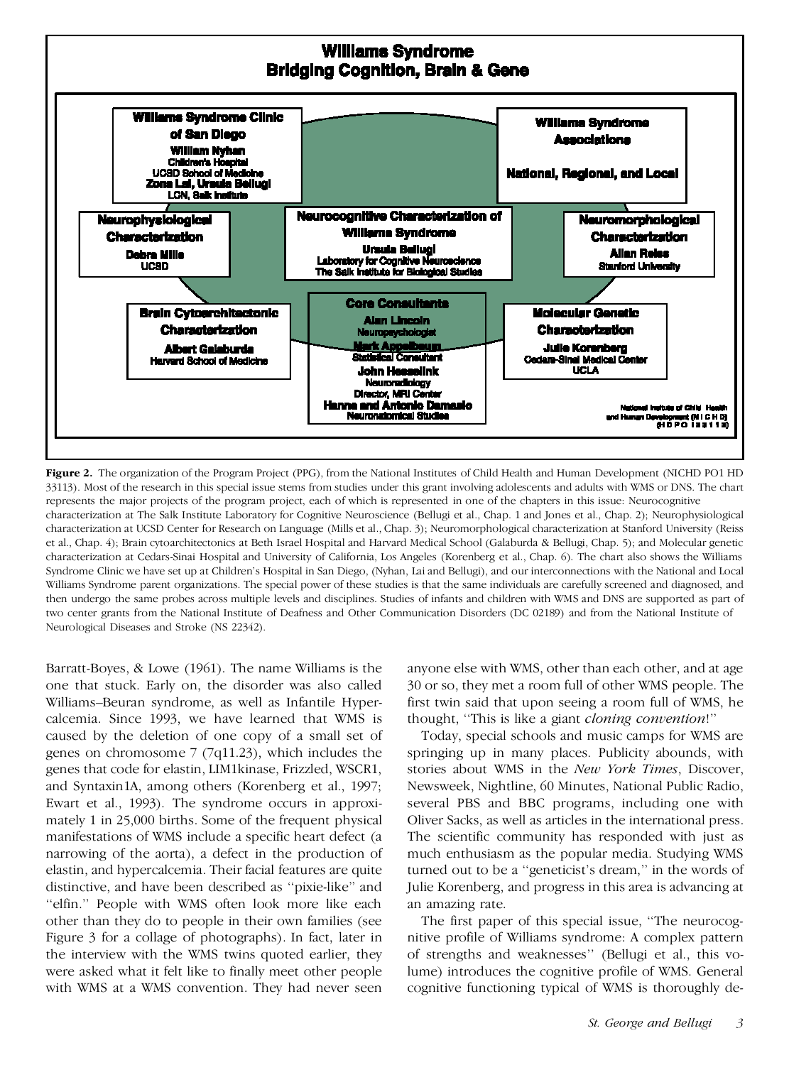**Williams Syndrome**
**Bridging Cognition, Brain & Gene**

**Williams Syndrome Clinic of San Diego**
**William Nyhan**
Children's Hospital
UCSD School of Medicine
**Zona Lai, Ursula Bellugi**
LCN, Salk Institute

**Williams Syndrome Associations**
**National, Regional, and Local**

**Neurophysiological Characterization**
**Debra Mills**
UCSD

**Neurocognitive Characterization of Williams Syndrome**
**Ursula Bellugi**
Laboratory for Cognitive Neuroscience
The Salk Institute for Biological Studies

**Neuromorphological Characterization**
**Allan Reiss**
Stanford University

**Brain Cytoarchitectonic Characterization**
**Albert Galaburda**
Harvard School of Medicine

**Core Consultants**
**Alan Lincoln**
Neuropsychologist
**Mark Appelbaum**
Statistical Consultant
**John Hesselink**
Neuroradiology
Director, MRI Center
**Hanna and Antonio Damasio**
Neuroanatomical Studies

**Molecular Genetic Characterization**
**Julie Korenberg**
Cedars-Sinai Medical Center
UCLA

National Institute of Child Health and Human Development (N I C H D)
(H D P O 1 3 3 1 1 3)

**Figure 2.** The organization of the Program Project (PPG), from the National Institutes of Child Health and Human Development (NICHD PO1 HD 33113). Most of the research in this special issue stems from studies under this grant involving adolescents and adults with WMS or DNS. The chart represents the major projects of the program project, each of which is represented in one of the chapters in this issue: Neurocognitive characterization at The Salk Institute Laboratory for Cognitive Neuroscience (Bellugi et al., Chap. 1 and Jones et al., Chap. 2); Neurophysiological characterization at UCSD Center for Research on Language (Mills et al., Chap. 3); Neuromorphological characterization at Stanford University (Reiss et al., Chap. 4); Brain cytoarchitectonics at Beth Israel Hospital and Harvard Medical School (Galaburda & Bellugi, Chap. 5); and Molecular genetic characterization at Cedars-Sinai Hospital and University of California, Los Angeles (Korenberg et al., Chap. 6). The chart also shows the Williams Syndrome Clinic we have set up at Children's Hospital in San Diego, (Nyhan, Lai and Bellugi), and our interconnections with the National and Local Williams Syndrome parent organizations. The special power of these studies is that the same individuals are carefully screened and diagnosed, and then undergo the same probes across multiple levels and disciplines. Studies of infants and children with WMS and DNS are supported as part of two center grants from the National Institute of Deafness and Other Communication Disorders (DC 02189) and from the National Institute of Neurological Diseases and Stroke (NS 22342).

Barratt-Boyes, & Lowe (1961). The name Williams is the one that stuck. Early on, the disorder was also called Williams–Beuran syndrome, as well as Infantile Hypercalcemia. Since 1993, we have learned that WMS is caused by the deletion of one copy of a small set of genes on chromosome 7 (7q11.23), which includes the genes that code for elastin, LIM1kinase, Frizzled, WSCR1, and Syntaxin1A, among others (Korenberg et al., 1997; Ewart et al., 1993). The syndrome occurs in approximately 1 in 25,000 births. Some of the frequent physical manifestations of WMS include a specific heart defect (a narrowing of the aorta), a defect in the production of elastin, and hypercalcemia. Their facial features are quite distinctive, and have been described as "pixie-like" and "elfin." People with WMS often look more like each other than they do to people in their own families (see Figure 3 for a collage of photographs). In fact, later in the interview with the WMS twins quoted earlier, they were asked what it felt like to finally meet other people with WMS at a WMS convention. They had never seen anyone else with WMS, other than each other, and at age 30 or so, they met a room full of other WMS people. The first twin said that upon seeing a room full of WMS, he thought, "This is like a giant *cloning convention*!"

Today, special schools and music camps for WMS are springing up in many places. Publicity abounds, with stories about WMS in the *New York Times*, Discover, Newsweek, Nightline, 60 Minutes, National Public Radio, several PBS and BBC programs, including one with Oliver Sacks, as well as articles in the international press. The scientific community has responded with just as much enthusiasm as the popular media. Studying WMS turned out to be a "geneticist's dream," in the words of Julie Korenberg, and progress in this area is advancing at an amazing rate.

The first paper of this special issue, "The neurocognitive profile of Williams syndrome: A complex pattern of strengths and weaknesses" (Bellugi et al., this volume) introduces the cognitive profile of WMS. General cognitive functioning typical of WMS is thoroughly de-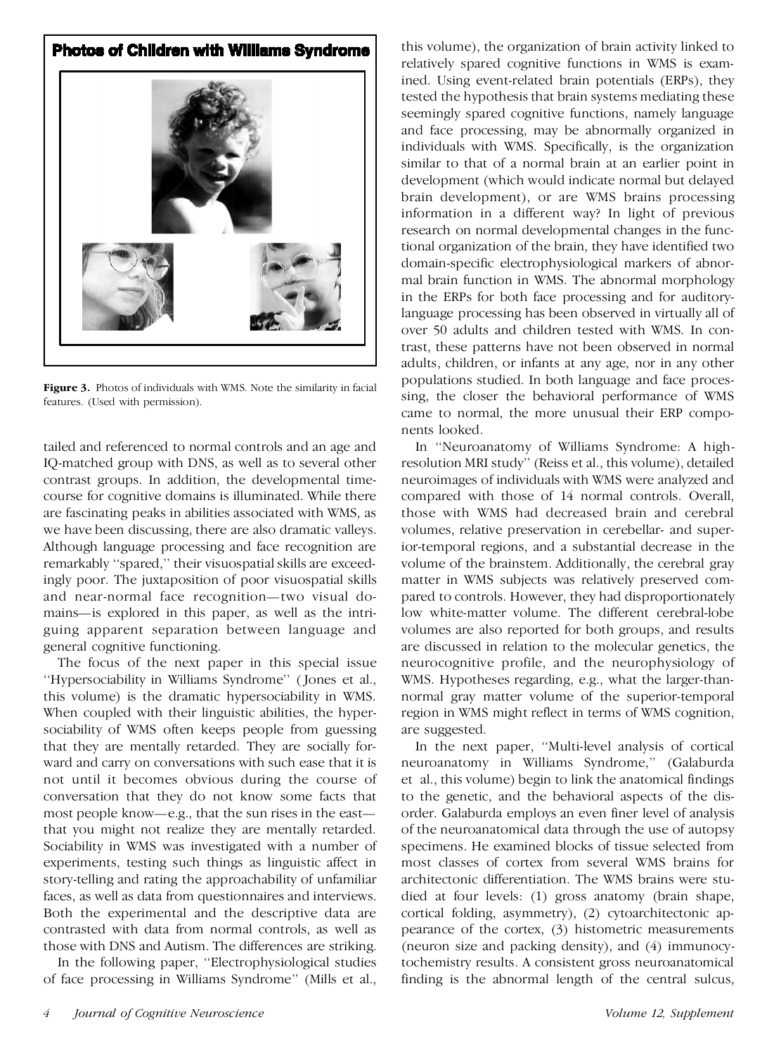Photos of Children with Williams Syndrome

**Figure 3.** Photos of individuals with WMS. Note the similarity in facial features. (Used with permission).

tailed and referenced to normal controls and an age and IQ-matched group with DNS, as well as to several other contrast groups. In addition, the developmental timecourse for cognitive domains is illuminated. While there are fascinating peaks in abilities associated with WMS, as we have been discussing, there are also dramatic valleys. Although language processing and face recognition are remarkably ''spared,'' their visuospatial skills are exceedingly poor. The juxtaposition of poor visuospatial skills and near-normal face recognition—two visual domains—is explored in this paper, as well as the intriguing apparent separation between language and general cognitive functioning.

The focus of the next paper in this special issue ''Hypersociability in Williams Syndrome'' (Jones et al., this volume) is the dramatic hypersociability in WMS. When coupled with their linguistic abilities, the hypersociability of WMS often keeps people from guessing that they are mentally retarded. They are socially forward and carry on conversations with such ease that it is not until it becomes obvious during the course of conversation that they do not know some facts that most people know—e.g., that the sun rises in the east—that you might not realize they are mentally retarded. Sociability in WMS was investigated with a number of experiments, testing such things as linguistic affect in story-telling and rating the approachability of unfamiliar faces, as well as data from questionnaires and interviews. Both the experimental and the descriptive data are contrasted with data from normal controls, as well as those with DNS and Autism. The differences are striking.

In the following paper, ''Electrophysiological studies of face processing in Williams Syndrome'' (Mills et al., this volume), the organization of brain activity linked to relatively spared cognitive functions in WMS is examined. Using event-related brain potentials (ERPs), they tested the hypothesis that brain systems mediating these seemingly spared cognitive functions, namely language and face processing, may be abnormally organized in individuals with WMS. Specifically, is the organization similar to that of a normal brain at an earlier point in development (which would indicate normal but delayed brain development), or are WMS brains processing information in a different way? In light of previous research on normal developmental changes in the functional organization of the brain, they have identified two domain-specific electrophysiological markers of abnormal brain function in WMS. The abnormal morphology in the ERPs for both face processing and for auditory-language processing has been observed in virtually all of over 50 adults and children tested with WMS. In contrast, these patterns have not been observed in normal adults, children, or infants at any age, nor in any other populations studied. In both language and face processing, the closer the behavioral performance of WMS came to normal, the more unusual their ERP components looked.

In ''Neuroanatomy of Williams Syndrome: A high-resolution MRI study'' (Reiss et al., this volume), detailed neuroimages of individuals with WMS were analyzed and compared with those of 14 normal controls. Overall, those with WMS had decreased brain and cerebral volumes, relative preservation in cerebellar- and superior-temporal regions, and a substantial decrease in the volume of the brainstem. Additionally, the cerebral gray matter in WMS subjects was relatively preserved compared to controls. However, they had disproportionately low white-matter volume. The different cerebral-lobe volumes are also reported for both groups, and results are discussed in relation to the molecular genetics, the neurocognitive profile, and the neurophysiology of WMS. Hypotheses regarding, e.g., what the larger-than-normal gray matter volume of the superior-temporal region in WMS might reflect in terms of WMS cognition, are suggested.

In the next paper, ''Multi-level analysis of cortical neuroanatomy in Williams Syndrome,'' (Galaburda et al., this volume) begin to link the anatomical findings to the genetic, and the behavioral aspects of the disorder. Galaburda employs an even finer level of analysis of the neuroanatomical data through the use of autopsy specimens. He examined blocks of tissue selected from most classes of cortex from several WMS brains for architectonic differentiation. The WMS brains were studied at four levels: (1) gross anatomy (brain shape, cortical folding, asymmetry), (2) cytoarchitectonic appearance of the cortex, (3) histometric measurements (neuron size and packing density), and (4) immunocytochemistry results. A consistent gross neuroanatomical finding is the abnormal length of the central sulcus,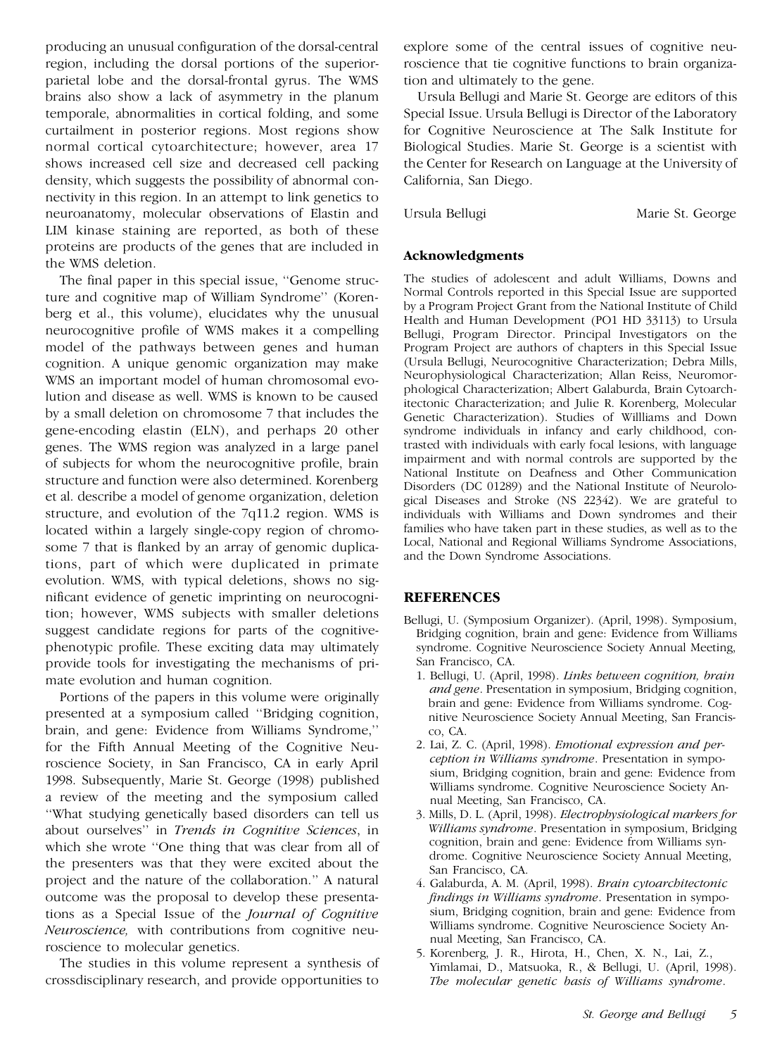producing an unusual configuration of the dorsal-central region, including the dorsal portions of the superior-parietal lobe and the dorsal-frontal gyrus. The WMS brains also show a lack of asymmetry in the planum temporale, abnormalities in cortical folding, and some curtailment in posterior regions. Most regions show normal cortical cytoarchitecture; however, area 17 shows increased cell size and decreased cell packing density, which suggests the possibility of abnormal connectivity in this region. In an attempt to link genetics to neuroanatomy, molecular observations of Elastin and LIM kinase staining are reported, as both of these proteins are products of the genes that are included in the WMS deletion.

The final paper in this special issue, ''Genome structure and cognitive map of William Syndrome'' (Korenberg et al., this volume), elucidates why the unusual neurocognitive profile of WMS makes it a compelling model of the pathways between genes and human cognition. A unique genomic organization may make WMS an important model of human chromosomal evolution and disease as well. WMS is known to be caused by a small deletion on chromosome 7 that includes the gene-encoding elastin (ELN), and perhaps 20 other genes. The WMS region was analyzed in a large panel of subjects for whom the neurocognitive profile, brain structure and function were also determined. Korenberg et al. describe a model of genome organization, deletion structure, and evolution of the 7q11.2 region. WMS is located within a largely single-copy region of chromosome 7 that is flanked by an array of genomic duplications, part of which were duplicated in primate evolution. WMS, with typical deletions, shows no significant evidence of genetic imprinting on neurocognition; however, WMS subjects with smaller deletions suggest candidate regions for parts of the cognitive-phenotypic profile. These exciting data may ultimately provide tools for investigating the mechanisms of primate evolution and human cognition.

Portions of the papers in this volume were originally presented at a symposium called ''Bridging cognition, brain, and gene: Evidence from Williams Syndrome,'' for the Fifth Annual Meeting of the Cognitive Neuroscience Society, in San Francisco, CA in early April 1998. Subsequently, Marie St. George (1998) published a review of the meeting and the symposium called ''What studying genetically based disorders can tell us about ourselves'' in *Trends in Cognitive Sciences*, in which she wrote ''One thing that was clear from all of the presenters was that they were excited about the project and the nature of the collaboration.'' A natural outcome was the proposal to develop these presentations as a Special Issue of the *Journal of Cognitive Neuroscience,* with contributions from cognitive neuroscience to molecular genetics.

The studies in this volume represent a synthesis of crossdisciplinary research, and provide opportunities to explore some of the central issues of cognitive neuroscience that tie cognitive functions to brain organization and ultimately to the gene.

Ursula Bellugi and Marie St. George are editors of this Special Issue. Ursula Bellugi is Director of the Laboratory for Cognitive Neuroscience at The Salk Institute for Biological Studies. Marie St. George is a scientist with the Center for Research on Language at the University of California, San Diego.

Ursula Bellugi Marie St. George

### Acknowledgments

The studies of adolescent and adult Williams, Downs and Normal Controls reported in this Special Issue are supported by a Program Project Grant from the National Institute of Child Health and Human Development (PO1 HD 33113) to Ursula Bellugi, Program Director. Principal Investigators on the Program Project are authors of chapters in this Special Issue (Ursula Bellugi, Neurocognitive Characterization; Debra Mills, Neurophysiological Characterization; Allan Reiss, Neuromorphological Characterization; Albert Galaburda, Brain Cytoarchitectonic Characterization; and Julie R. Korenberg, Molecular Genetic Characterization). Studies of Willliams and Down syndrome individuals in infancy and early childhood, contrasted with individuals with early focal lesions, with language impairment and with normal controls are supported by the National Institute on Deafness and Other Communication Disorders (DC 01289) and the National Institute of Neurological Diseases and Stroke (NS 22342). We are grateful to individuals with Williams and Down syndromes and their families who have taken part in these studies, as well as to the Local, National and Regional Williams Syndrome Associations, and the Down Syndrome Associations.

## REFERENCES

Bellugi, U. (Symposium Organizer). (April, 1998). Symposium, Bridging cognition, brain and gene: Evidence from Williams syndrome. Cognitive Neuroscience Society Annual Meeting, San Francisco, CA.

1. Bellugi, U. (April, 1998). *Links between cognition, brain and gene*. Presentation in symposium, Bridging cognition, brain and gene: Evidence from Williams syndrome. Cognitive Neuroscience Society Annual Meeting, San Francisco, CA.
2. Lai, Z. C. (April, 1998). *Emotional expression and perception in Williams syndrome*. Presentation in symposium, Bridging cognition, brain and gene: Evidence from Williams syndrome. Cognitive Neuroscience Society Annual Meeting, San Francisco, CA.
3. Mills, D. L. (April, 1998). *Electrophysiological markers for Williams syndrome*. Presentation in symposium, Bridging cognition, brain and gene: Evidence from Williams syndrome. Cognitive Neuroscience Society Annual Meeting, San Francisco, CA.
4. Galaburda, A. M. (April, 1998). *Brain cytoarchitectonic findings in Williams syndrome*. Presentation in symposium, Bridging cognition, brain and gene: Evidence from Williams syndrome. Cognitive Neuroscience Society Annual Meeting, San Francisco, CA.
5. Korenberg, J. R., Hirota, H., Chen, X. N., Lai, Z., Yimlamai, D., Matsuoka, R., & Bellugi, U. (April, 1998). *The molecular genetic basis of Williams syndrome*.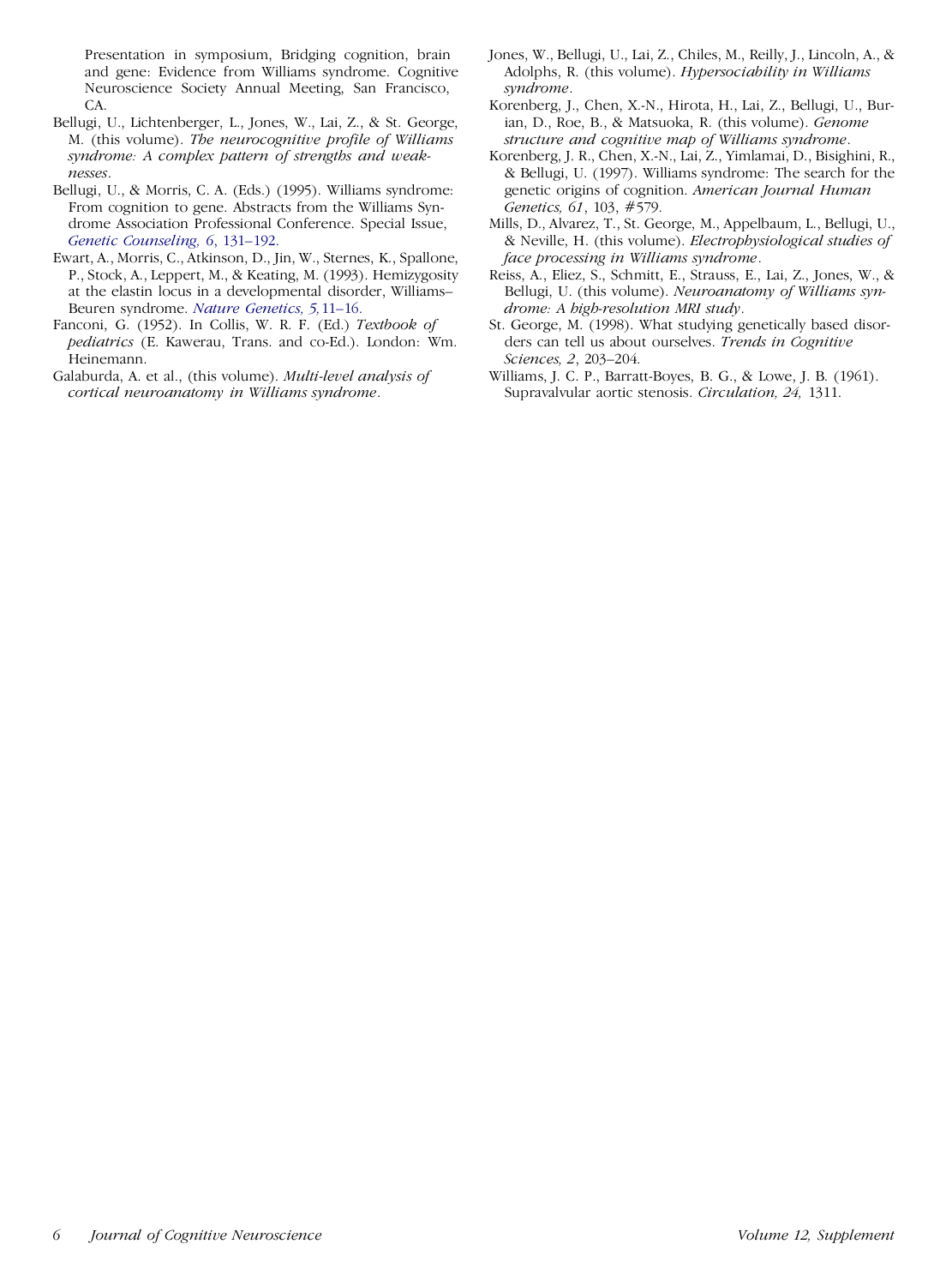Presentation in symposium, Bridging cognition, brain and gene: Evidence from Williams syndrome. Cognitive Neuroscience Society Annual Meeting, San Francisco, CA.

Bellugi, U., Lichtenberger, L., Jones, W., Lai, Z., & St. George, M. (this volume). *The neurocognitive profile of Williams syndrome: A complex pattern of strengths and weaknesses*.

Bellugi, U., & Morris, C. A. (Eds.) (1995). Williams syndrome: From cognition to gene. Abstracts from the Williams Syndrome Association Professional Conference. Special Issue, *Genetic Counseling, 6*, 131–192.

Ewart, A., Morris, C., Atkinson, D., Jin, W., Sternes, K., Spallone, P., Stock, A., Leppert, M., & Keating, M. (1993). Hemizygosity at the elastin locus in a developmental disorder, Williams–Beuren syndrome. *Nature Genetics, 5*, 11–16.

Fanconi, G. (1952). In Collis, W. R. F. (Ed.) *Textbook of pediatrics* (E. Kawerau, Trans. and co-Ed.). London: Wm. Heinemann.

Galaburda, A. et al., (this volume). *Multi-level analysis of cortical neuroanatomy in Williams syndrome*.

Jones, W., Bellugi, U., Lai, Z., Chiles, M., Reilly, J., Lincoln, A., & Adolphs, R. (this volume). *Hypersociability in Williams syndrome*.

Korenberg, J., Chen, X.-N., Hirota, H., Lai, Z., Bellugi, U., Burian, D., Roe, B., & Matsuoka, R. (this volume). *Genome structure and cognitive map of Williams syndrome*.

Korenberg, J. R., Chen, X.-N., Lai, Z., Yimlamai, D., Bisighini, R., & Bellugi, U. (1997). Williams syndrome: The search for the genetic origins of cognition. *American Journal Human Genetics, 61*, 103, #579.

Mills, D., Alvarez, T., St. George, M., Appelbaum, L., Bellugi, U., & Neville, H. (this volume). *Electrophysiological studies of face processing in Williams syndrome*.

Reiss, A., Eliez, S., Schmitt, E., Strauss, E., Lai, Z., Jones, W., & Bellugi, U. (this volume). *Neuroanatomy of Williams syndrome: A high-resolution MRI study*.

St. George, M. (1998). What studying genetically based disorders can tell us about ourselves. *Trends in Cognitive Sciences, 2*, 203–204.

Williams, J. C. P., Barratt-Boyes, B. G., & Lowe, J. B. (1961). Supravalvular aortic stenosis. *Circulation, 24*, 1311.